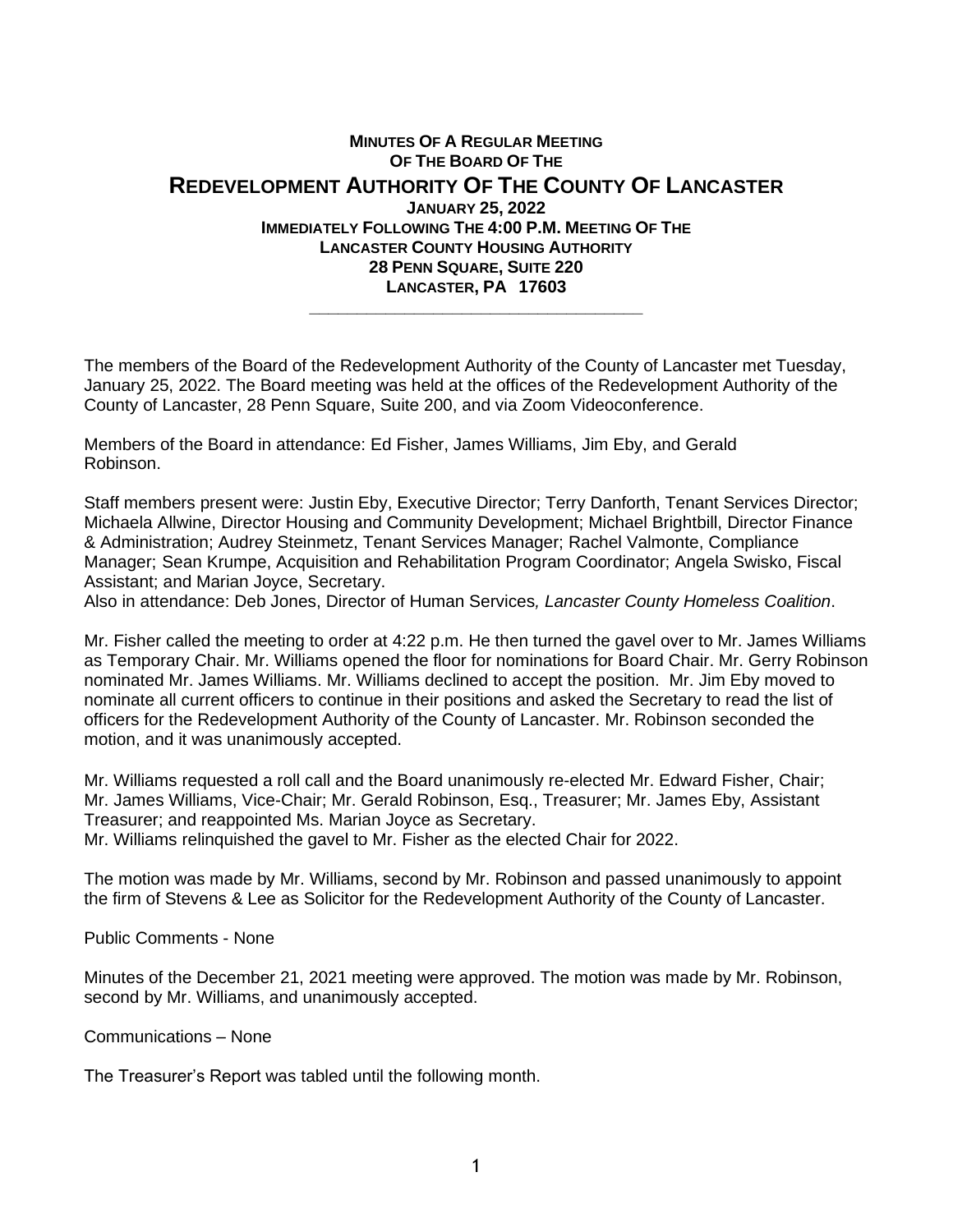**MINUTES OF A REGULAR MEETING**
**OF THE BOARD OF THE**

# REDEVELOPMENT AUTHORITY OF THE COUNTY OF LANCASTER

**JANUARY 25, 2022**
**IMMEDIATELY FOLLOWING THE 4:00 P.M. MEETING OF THE**
**LANCASTER COUNTY HOUSING AUTHORITY**
**28 PENN SQUARE, SUITE 220**
**LANCASTER, PA 17603**

---

The members of the Board of the Redevelopment Authority of the County of Lancaster met Tuesday, January 25, 2022. The Board meeting was held at the offices of the Redevelopment Authority of the County of Lancaster, 28 Penn Square, Suite 200, and via Zoom Videoconference.

Members of the Board in attendance: Ed Fisher, James Williams, Jim Eby, and Gerald Robinson.

Staff members present were: Justin Eby, Executive Director; Terry Danforth, Tenant Services Director; Michaela Allwine, Director Housing and Community Development; Michael Brightbill, Director Finance & Administration; Audrey Steinmetz, Tenant Services Manager; Rachel Valmonte, Compliance Manager; Sean Krumpe, Acquisition and Rehabilitation Program Coordinator; Angela Swisko, Fiscal Assistant; and Marian Joyce, Secretary.
Also in attendance: Deb Jones, Director of Human Services*, Lancaster County Homeless Coalition*.

Mr. Fisher called the meeting to order at 4:22 p.m. He then turned the gavel over to Mr. James Williams as Temporary Chair. Mr. Williams opened the floor for nominations for Board Chair. Mr. Gerry Robinson nominated Mr. James Williams. Mr. Williams declined to accept the position. Mr. Jim Eby moved to nominate all current officers to continue in their positions and asked the Secretary to read the list of officers for the Redevelopment Authority of the County of Lancaster. Mr. Robinson seconded the motion, and it was unanimously accepted.

Mr. Williams requested a roll call and the Board unanimously re-elected Mr. Edward Fisher, Chair; Mr. James Williams, Vice-Chair; Mr. Gerald Robinson, Esq., Treasurer; Mr. James Eby, Assistant Treasurer; and reappointed Ms. Marian Joyce as Secretary.
Mr. Williams relinquished the gavel to Mr. Fisher as the elected Chair for 2022.

The motion was made by Mr. Williams, second by Mr. Robinson and passed unanimously to appoint the firm of Stevens & Lee as Solicitor for the Redevelopment Authority of the County of Lancaster.

Public Comments - None

Minutes of the December 21, 2021 meeting were approved. The motion was made by Mr. Robinson, second by Mr. Williams, and unanimously accepted.

Communications – None

The Treasurer's Report was tabled until the following month.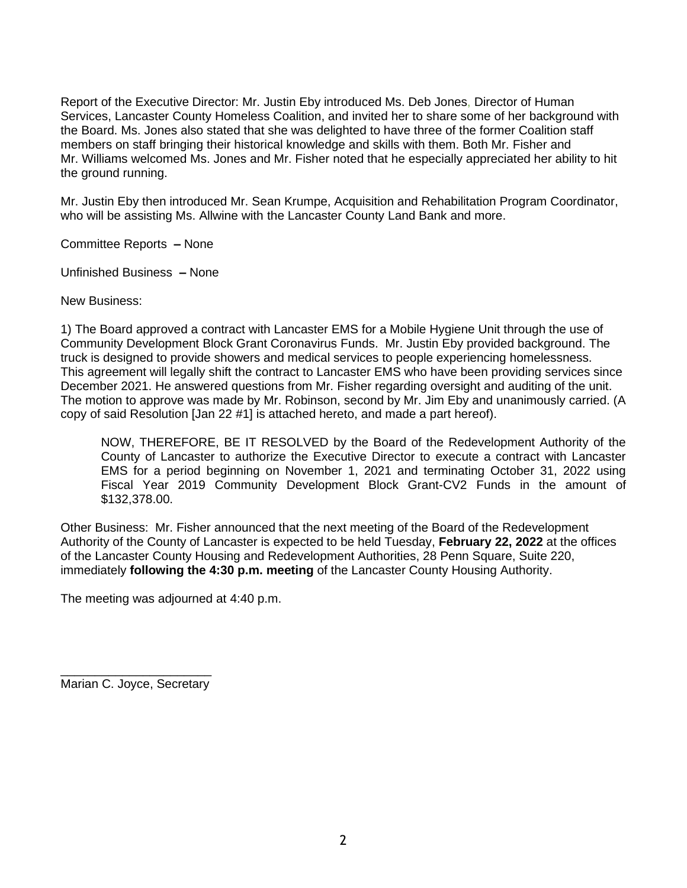Report of the Executive Director: Mr. Justin Eby introduced Ms. Deb Jones, Director of Human Services, Lancaster County Homeless Coalition, and invited her to share some of her background with the Board. Ms. Jones also stated that she was delighted to have three of the former Coalition staff members on staff bringing their historical knowledge and skills with them. Both Mr. Fisher and Mr. Williams welcomed Ms. Jones and Mr. Fisher noted that he especially appreciated her ability to hit the ground running.

Mr. Justin Eby then introduced Mr. Sean Krumpe, Acquisition and Rehabilitation Program Coordinator, who will be assisting Ms. Allwine with the Lancaster County Land Bank and more.

Committee Reports **–** None

Unfinished Business **–** None

New Business:

1) The Board approved a contract with Lancaster EMS for a Mobile Hygiene Unit through the use of Community Development Block Grant Coronavirus Funds. Mr. Justin Eby provided background. The truck is designed to provide showers and medical services to people experiencing homelessness. This agreement will legally shift the contract to Lancaster EMS who have been providing services since December 2021. He answered questions from Mr. Fisher regarding oversight and auditing of the unit. The motion to approve was made by Mr. Robinson, second by Mr. Jim Eby and unanimously carried. (A copy of said Resolution [Jan 22 #1] is attached hereto, and made a part hereof).

> NOW, THEREFORE, BE IT RESOLVED by the Board of the Redevelopment Authority of the County of Lancaster to authorize the Executive Director to execute a contract with Lancaster EMS for a period beginning on November 1, 2021 and terminating October 31, 2022 using Fiscal Year 2019 Community Development Block Grant-CV2 Funds in the amount of $132,378.00.

Other Business: Mr. Fisher announced that the next meeting of the Board of the Redevelopment Authority of the County of Lancaster is expected to be held Tuesday, **February 22, 2022** at the offices of the Lancaster County Housing and Redevelopment Authorities, 28 Penn Square, Suite 220, immediately **following the 4:30 p.m. meeting** of the Lancaster County Housing Authority.

The meeting was adjourned at 4:40 p.m.

\_\_\_\_\_\_\_\_\_\_\_\_\_\_\_\_\_\_\_\_\_\_\_\_

Marian C. Joyce, Secretary